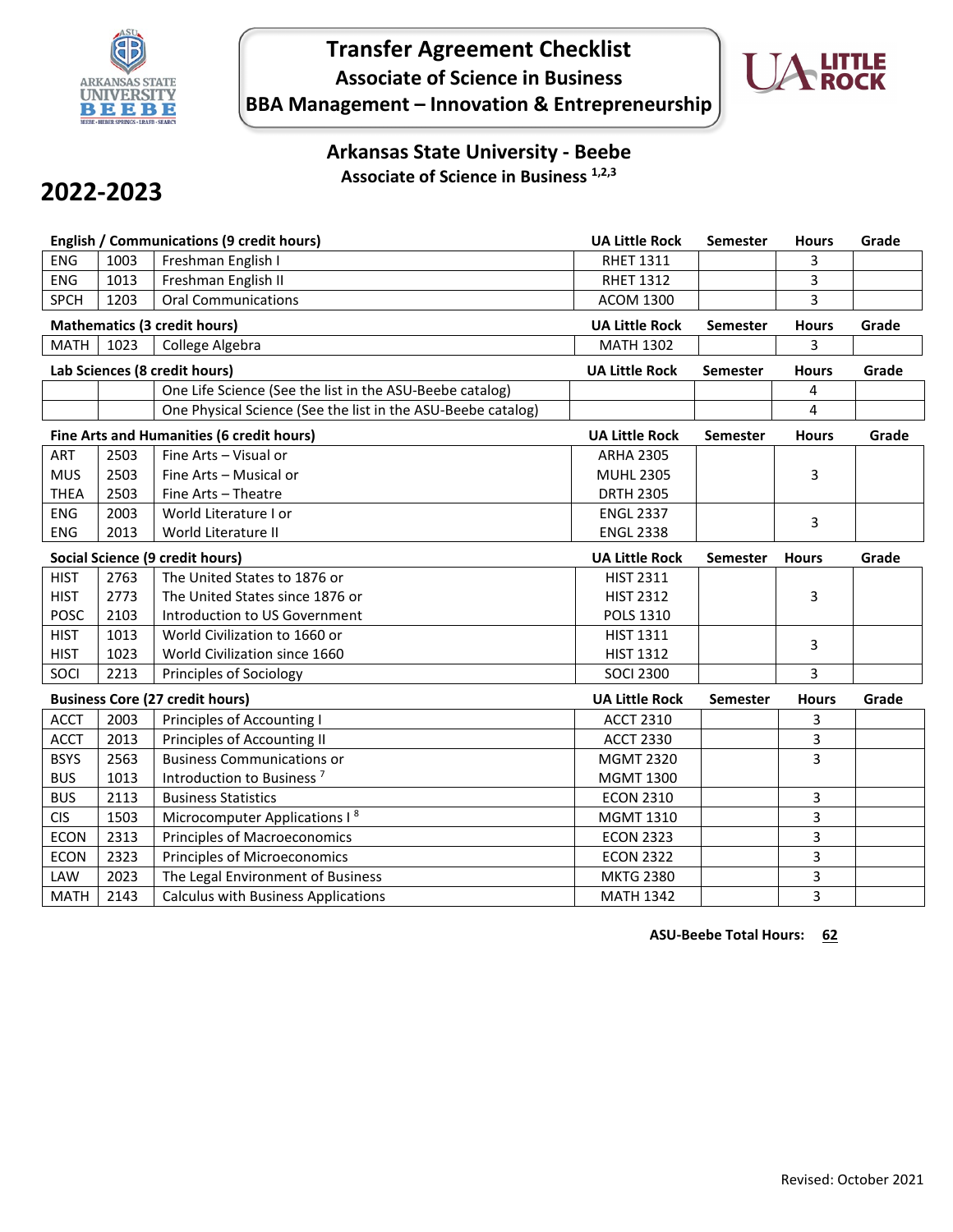# Transfer Agreement Checklist

## Associate of Science in Business

## BBA Management – Innovation & Entrepreneurship

## Arkansas State University - Beebe

### Associate of Science in Business [1,2,3]

# 2022-2023

| English / Communications (9 credit hours) | | | UA Little Rock | Semester | Hours | Grade |
|---|---|---|---|---|---|---|
| ENG | 1003 | Freshman English I | RHET 1311 | | 3 | |
| ENG | 1013 | Freshman English II | RHET 1312 | | 3 | |
| SPCH | 1203 | Oral Communications | ACOM 1300 | | 3 | |

| Mathematics (3 credit hours) | | | UA Little Rock | Semester | Hours | Grade |
|---|---|---|---|---|---|---|
| MATH | 1023 | College Algebra | MATH 1302 | | 3 | |

| Lab Sciences (8 credit hours) | | | UA Little Rock | Semester | Hours | Grade |
|---|---|---|---|---|---|---|
| | | One Life Science (See the list in the ASU-Beebe catalog) | | | 4 | |
| | | One Physical Science (See the list in the ASU-Beebe catalog) | | | 4 | |

| Fine Arts and Humanities (6 credit hours) | | | UA Little Rock | Semester | Hours | Grade |
|---|---|---|---|---|---|---|
| ART<br>MUS<br>THEA | 2503<br>2503<br>2503 | Fine Arts – Visual or<br>Fine Arts – Musical or<br>Fine Arts – Theatre | ARHA 2305<br>MUHL 2305<br>DRTH 2305 | | 3 | |
| ENG<br>ENG | 2003<br>2013 | World Literature I or<br>World Literature II | ENGL 2337<br>ENGL 2338 | | 3 | |

| Social Science (9 credit hours) | | | UA Little Rock | Semester | Hours | Grade |
|---|---|---|---|---|---|---|
| HIST<br>HIST<br>POSC | 2763<br>2773<br>2103 | The United States to 1876 or<br>The United States since 1876 or<br>Introduction to US Government | HIST 2311<br>HIST 2312<br>POLS 1310 | | 3 | |
| HIST<br>HIST | 1013<br>1023 | World Civilization to 1660 or<br>World Civilization since 1660 | HIST 1311<br>HIST 1312 | | 3 | |
| SOCI | 2213 | Principles of Sociology | SOCI 2300 | | 3 | |

| Business Core (27 credit hours) | | | UA Little Rock | Semester | Hours | Grade |
|---|---|---|---|---|---|---|
| ACCT | 2003 | Principles of Accounting I | ACCT 2310 | | 3 | |
| ACCT | 2013 | Principles of Accounting II | ACCT 2330 | | 3 | |
| BSYS<br>BUS | 2563<br>1013 | Business Communications or<br>Introduction to Business [7] | MGMT 2320<br>MGMT 1300 | | 3 | |
| BUS | 2113 | Business Statistics | ECON 2310 | | 3 | |
| CIS | 1503 | Microcomputer Applications I [8] | MGMT 1310 | | 3 | |
| ECON | 2313 | Principles of Macroeconomics | ECON 2323 | | 3 | |
| ECON | 2323 | Principles of Microeconomics | ECON 2322 | | 3 | |
| LAW | 2023 | The Legal Environment of Business | MKTG 2380 | | 3 | |
| MATH | 2143 | Calculus with Business Applications | MATH 1342 | | 3 | |

**ASU-Beebe Total Hours: 62**

Revised: October 2021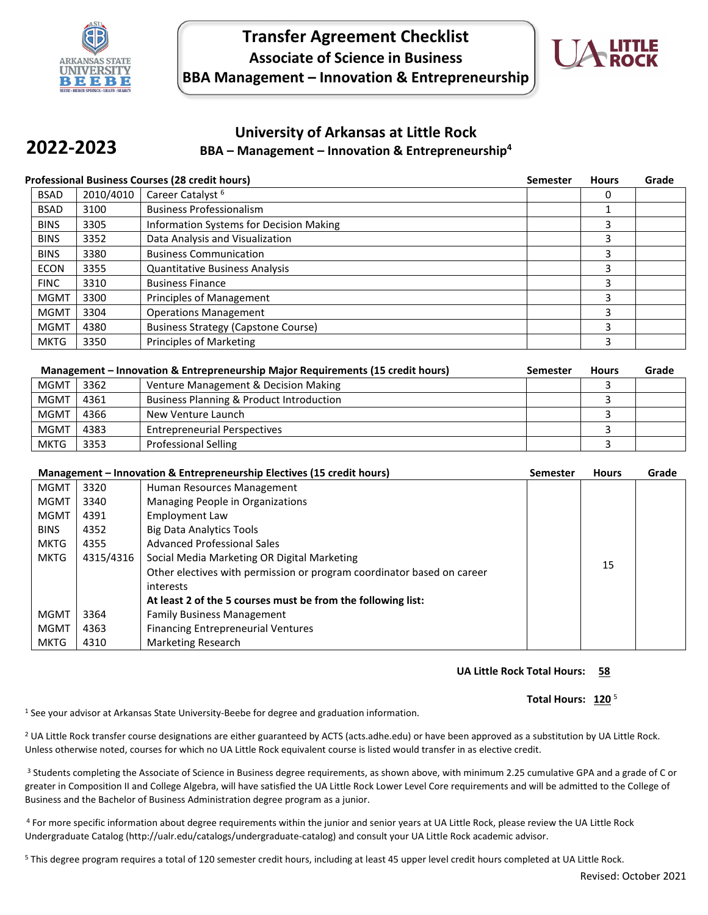# Transfer Agreement Checklist

## Associate of Science in Business

## BBA Management – Innovation & Entrepreneurship

**2022-2023**

## University of Arkansas at Little Rock

### BBA – Management – Innovation & Entrepreneurship[4]

**Professional Business Courses (28 credit hours)**

| | | | Semester | Hours | Grade |
|---|---|---|---|---|---|
| BSAD | 2010/4010 | Career Catalyst [6] | | 0 | |
| BSAD | 3100 | Business Professionalism | | 1 | |
| BINS | 3305 | Information Systems for Decision Making | | 3 | |
| BINS | 3352 | Data Analysis and Visualization | | 3 | |
| BINS | 3380 | Business Communication | | 3 | |
| ECON | 3355 | Quantitative Business Analysis | | 3 | |
| FINC | 3310 | Business Finance | | 3 | |
| MGMT | 3300 | Principles of Management | | 3 | |
| MGMT | 3304 | Operations Management | | 3 | |
| MGMT | 4380 | Business Strategy (Capstone Course) | | 3 | |
| MKTG | 3350 | Principles of Marketing | | 3 | |

**Management – Innovation & Entrepreneurship Major Requirements (15 credit hours)**

| | | | Semester | Hours | Grade |
|---|---|---|---|---|---|
| MGMT | 3362 | Venture Management & Decision Making | | 3 | |
| MGMT | 4361 | Business Planning & Product Introduction | | 3 | |
| MGMT | 4366 | New Venture Launch | | 3 | |
| MGMT | 4383 | Entrepreneurial Perspectives | | 3 | |
| MKTG | 3353 | Professional Selling | | 3 | |

**Management – Innovation & Entrepreneurship Electives (15 credit hours)**

| | | | Semester | Hours | Grade |
|---|---|---|---|---|---|
| MGMT | 3320 | Human Resources Management | | 15 | |
| MGMT | 3340 | Managing People in Organizations | | | |
| MGMT | 4391 | Employment Law | | | |
| BINS | 4352 | Big Data Analytics Tools | | | |
| MKTG | 4355 | Advanced Professional Sales | | | |
| MKTG | 4315/4316 | Social Media Marketing OR Digital Marketing | | | |
| | | Other electives with permission or program coordinator based on career interests | | | |
| | | **At least 2 of the 5 courses must be from the following list:** | | | |
| MGMT | 3364 | Family Business Management | | | |
| MGMT | 4363 | Financing Entrepreneurial Ventures | | | |
| MKTG | 4310 | Marketing Research | | | |

**UA Little Rock Total Hours: 58**

**Total Hours: 120** [5]

[1] See your advisor at Arkansas State University-Beebe for degree and graduation information.

[2] UA Little Rock transfer course designations are either guaranteed by ACTS (acts.adhe.edu) or have been approved as a substitution by UA Little Rock. Unless otherwise noted, courses for which no UA Little Rock equivalent course is listed would transfer in as elective credit.

[3] Students completing the Associate of Science in Business degree requirements, as shown above, with minimum 2.25 cumulative GPA and a grade of C or greater in Composition II and College Algebra, will have satisfied the UA Little Rock Lower Level Core requirements and will be admitted to the College of Business and the Bachelor of Business Administration degree program as a junior.

[4] For more specific information about degree requirements within the junior and senior years at UA Little Rock, please review the UA Little Rock Undergraduate Catalog (http://ualr.edu/catalogs/undergraduate-catalog) and consult your UA Little Rock academic advisor.

[5] This degree program requires a total of 120 semester credit hours, including at least 45 upper level credit hours completed at UA Little Rock.

Revised: October 2021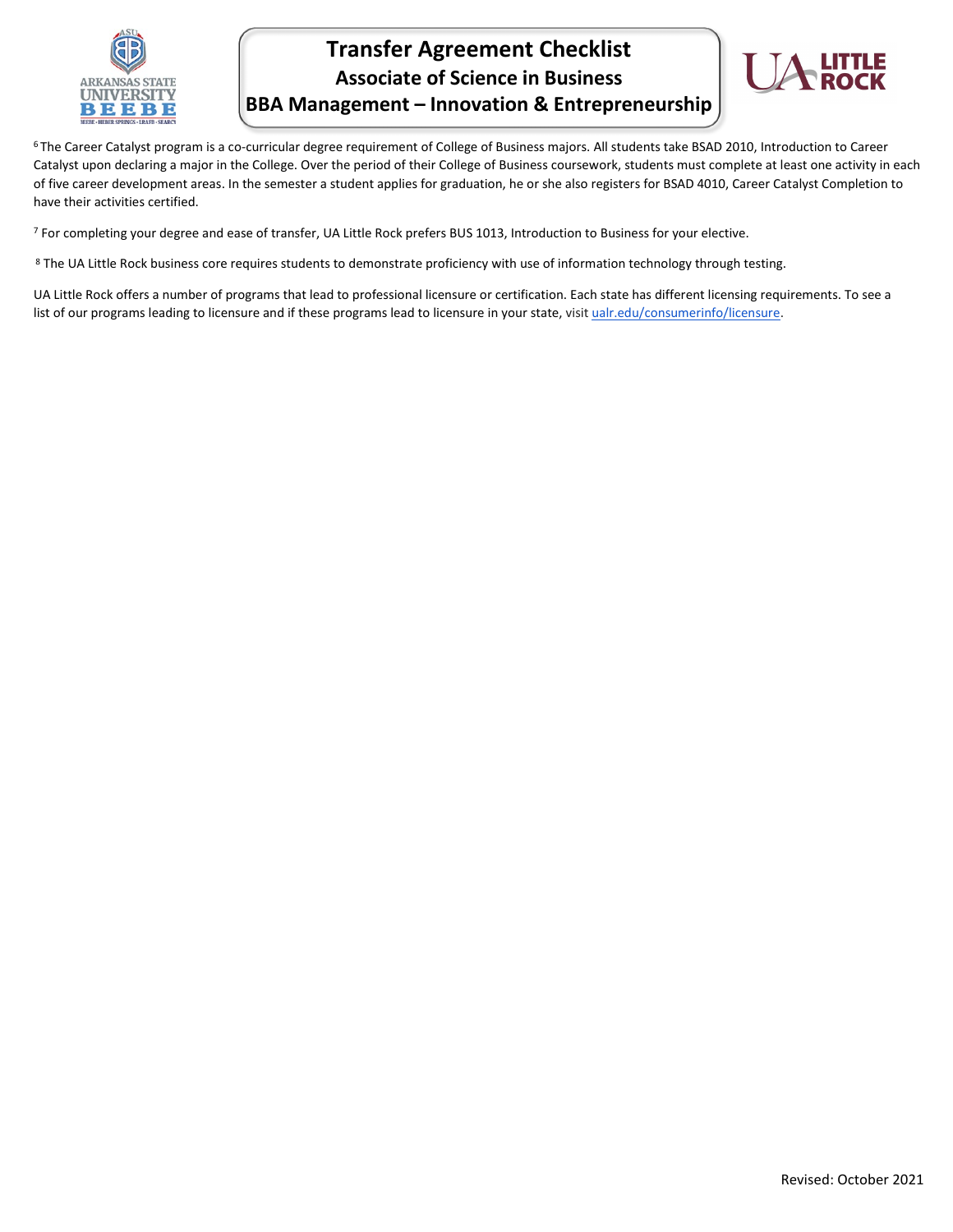# Transfer Agreement Checklist

## Associate of Science in Business

## BBA Management – Innovation & Entrepreneurship

[6] The Career Catalyst program is a co-curricular degree requirement of College of Business majors. All students take BSAD 2010, Introduction to Career Catalyst upon declaring a major in the College. Over the period of their College of Business coursework, students must complete at least one activity in each of five career development areas. In the semester a student applies for graduation, he or she also registers for BSAD 4010, Career Catalyst Completion to have their activities certified.

[7] For completing your degree and ease of transfer, UA Little Rock prefers BUS 1013, Introduction to Business for your elective.

[8] The UA Little Rock business core requires students to demonstrate proficiency with use of information technology through testing.

UA Little Rock offers a number of programs that lead to professional licensure or certification. Each state has different licensing requirements. To see a list of our programs leading to licensure and if these programs lead to licensure in your state, visit ualr.edu/consumerinfo/licensure.

Revised: October 2021